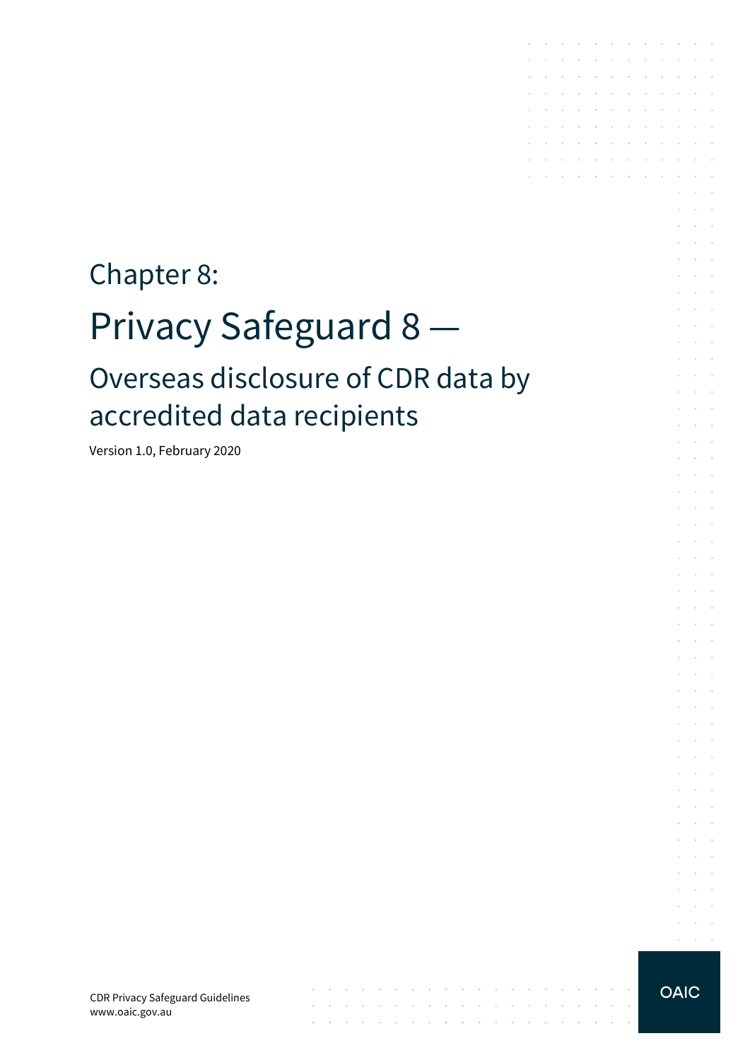# Chapter 8:

# Privacy Safeguard 8 —

## Overseas disclosure of CDR data by accredited data recipients

Version 1.0, February 2020

CDR Privacy Safeguard Guidelines
www.oaic.gov.au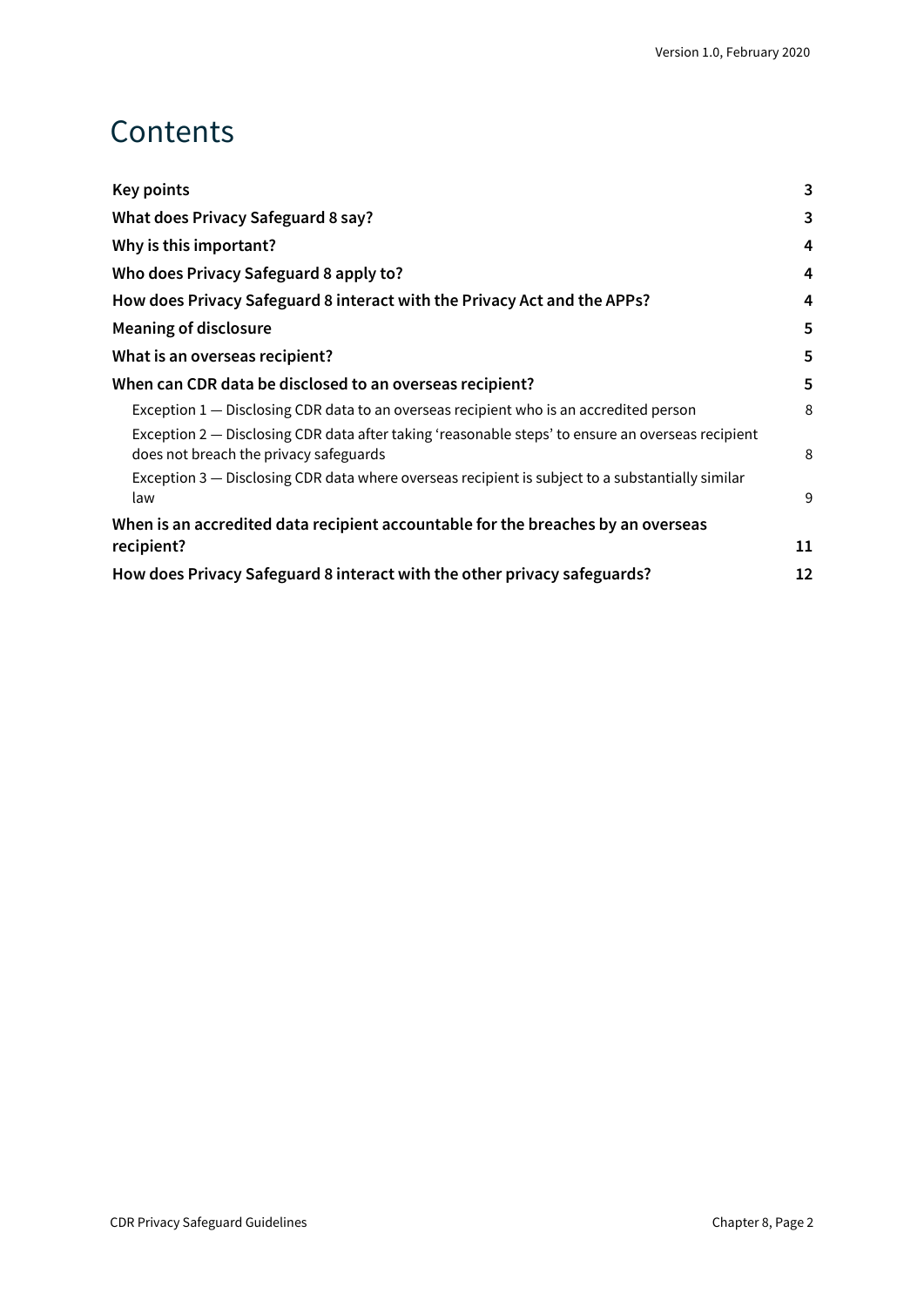# Contents

| | |
|---|---|
| **Key points** | **3** |
| **What does Privacy Safeguard 8 say?** | **3** |
| **Why is this important?** | **4** |
| **Who does Privacy Safeguard 8 apply to?** | **4** |
| **How does Privacy Safeguard 8 interact with the Privacy Act and the APPs?** | **4** |
| **Meaning of disclosure** | **5** |
| **What is an overseas recipient?** | **5** |
| **When can CDR data be disclosed to an overseas recipient?** | **5** |
| Exception 1 — Disclosing CDR data to an overseas recipient who is an accredited person | 8 |
| Exception 2 — Disclosing CDR data after taking 'reasonable steps' to ensure an overseas recipient does not breach the privacy safeguards | 8 |
| Exception 3 — Disclosing CDR data where overseas recipient is subject to a substantially similar law | 9 |
| **When is an accredited data recipient accountable for the breaches by an overseas recipient?** | **11** |
| **How does Privacy Safeguard 8 interact with the other privacy safeguards?** | **12** |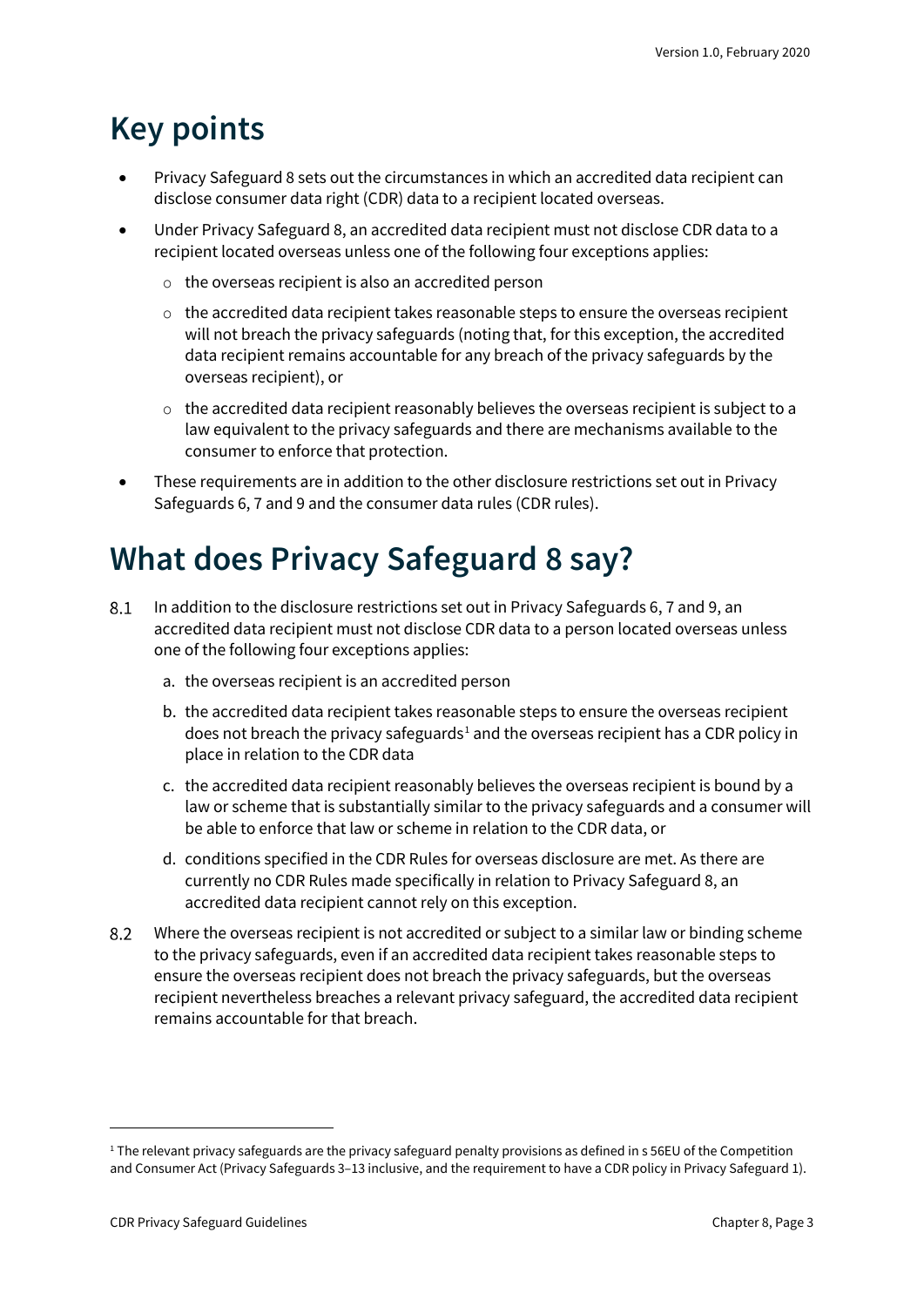# Key points

- Privacy Safeguard 8 sets out the circumstances in which an accredited data recipient can disclose consumer data right (CDR) data to a recipient located overseas.
- Under Privacy Safeguard 8, an accredited data recipient must not disclose CDR data to a recipient located overseas unless one of the following four exceptions applies:
  - the overseas recipient is also an accredited person
  - the accredited data recipient takes reasonable steps to ensure the overseas recipient will not breach the privacy safeguards (noting that, for this exception, the accredited data recipient remains accountable for any breach of the privacy safeguards by the overseas recipient), or
  - the accredited data recipient reasonably believes the overseas recipient is subject to a law equivalent to the privacy safeguards and there are mechanisms available to the consumer to enforce that protection.
- These requirements are in addition to the other disclosure restrictions set out in Privacy Safeguards 6, 7 and 9 and the consumer data rules (CDR rules).

# What does Privacy Safeguard 8 say?

8.1 In addition to the disclosure restrictions set out in Privacy Safeguards 6, 7 and 9, an accredited data recipient must not disclose CDR data to a person located overseas unless one of the following four exceptions applies:

   a. the overseas recipient is an accredited person

   b. the accredited data recipient takes reasonable steps to ensure the overseas recipient does not breach the privacy safeguards[1] and the overseas recipient has a CDR policy in place in relation to the CDR data

   c. the accredited data recipient reasonably believes the overseas recipient is bound by a law or scheme that is substantially similar to the privacy safeguards and a consumer will be able to enforce that law or scheme in relation to the CDR data, or

   d. conditions specified in the CDR Rules for overseas disclosure are met. As there are currently no CDR Rules made specifically in relation to Privacy Safeguard 8, an accredited data recipient cannot rely on this exception.

8.2 Where the overseas recipient is not accredited or subject to a similar law or binding scheme to the privacy safeguards, even if an accredited data recipient takes reasonable steps to ensure the overseas recipient does not breach the privacy safeguards, but the overseas recipient nevertheless breaches a relevant privacy safeguard, the accredited data recipient remains accountable for that breach.

[1] The relevant privacy safeguards are the privacy safeguard penalty provisions as defined in s 56EU of the Competition and Consumer Act (Privacy Safeguards 3–13 inclusive, and the requirement to have a CDR policy in Privacy Safeguard 1).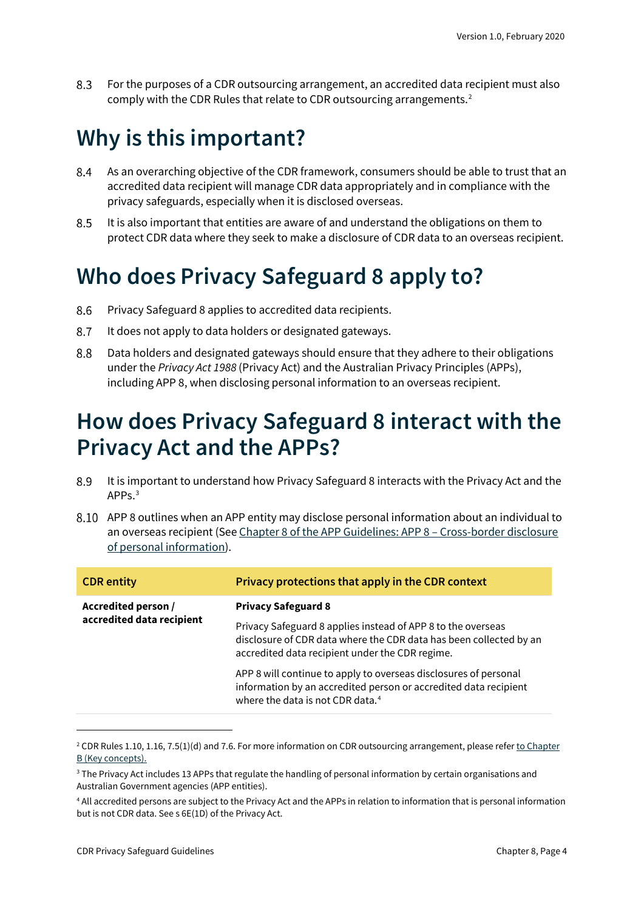8.3 For the purposes of a CDR outsourcing arrangement, an accredited data recipient must also comply with the CDR Rules that relate to CDR outsourcing arrangements.[2]

# Why is this important?

8.4 As an overarching objective of the CDR framework, consumers should be able to trust that an accredited data recipient will manage CDR data appropriately and in compliance with the privacy safeguards, especially when it is disclosed overseas.

8.5 It is also important that entities are aware of and understand the obligations on them to protect CDR data where they seek to make a disclosure of CDR data to an overseas recipient.

# Who does Privacy Safeguard 8 apply to?

8.6 Privacy Safeguard 8 applies to accredited data recipients.

8.7 It does not apply to data holders or designated gateways.

8.8 Data holders and designated gateways should ensure that they adhere to their obligations under the *Privacy Act 1988* (Privacy Act) and the Australian Privacy Principles (APPs), including APP 8, when disclosing personal information to an overseas recipient.

# How does Privacy Safeguard 8 interact with the Privacy Act and the APPs?

8.9 It is important to understand how Privacy Safeguard 8 interacts with the Privacy Act and the APPs.[3]

8.10 APP 8 outlines when an APP entity may disclose personal information about an individual to an overseas recipient (See Chapter 8 of the APP Guidelines: APP 8 – Cross-border disclosure of personal information).

| CDR entity | Privacy protections that apply in the CDR context |
| --- | --- |
| **Accredited person / accredited data recipient** | **Privacy Safeguard 8**<br><br>Privacy Safeguard 8 applies instead of APP 8 to the overseas disclosure of CDR data where the CDR data has been collected by an accredited data recipient under the CDR regime.<br><br>APP 8 will continue to apply to overseas disclosures of personal information by an accredited person or accredited data recipient where the data is not CDR data.[4] |

[2] CDR Rules 1.10, 1.16, 7.5(1)(d) and 7.6. For more information on CDR outsourcing arrangement, please refer to Chapter B (Key concepts).

[3] The Privacy Act includes 13 APPs that regulate the handling of personal information by certain organisations and Australian Government agencies (APP entities).

[4] All accredited persons are subject to the Privacy Act and the APPs in relation to information that is personal information but is not CDR data. See s 6E(1D) of the Privacy Act.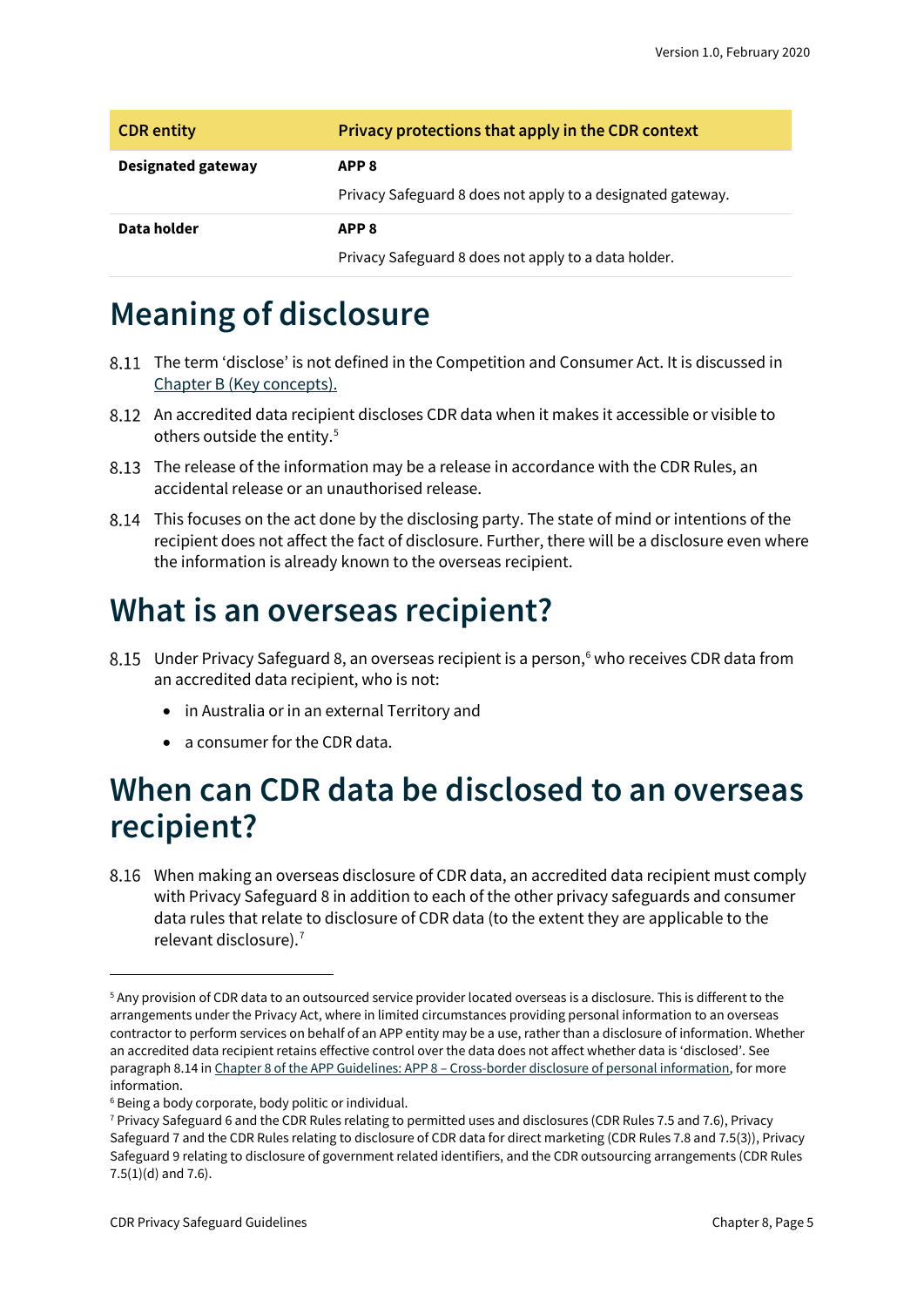| CDR entity | Privacy protections that apply in the CDR context |
|---|---|
| **Designated gateway** | **APP 8**<br>Privacy Safeguard 8 does not apply to a designated gateway. |
| **Data holder** | **APP 8**<br>Privacy Safeguard 8 does not apply to a data holder. |

# Meaning of disclosure

8.11 The term 'disclose' is not defined in the Competition and Consumer Act. It is discussed in Chapter B (Key concepts).

8.12 An accredited data recipient discloses CDR data when it makes it accessible or visible to others outside the entity.[5]

8.13 The release of the information may be a release in accordance with the CDR Rules, an accidental release or an unauthorised release.

8.14 This focuses on the act done by the disclosing party. The state of mind or intentions of the recipient does not affect the fact of disclosure. Further, there will be a disclosure even where the information is already known to the overseas recipient.

# What is an overseas recipient?

8.15 Under Privacy Safeguard 8, an overseas recipient is a person,[6] who receives CDR data from an accredited data recipient, who is not:

- in Australia or in an external Territory and
- a consumer for the CDR data.

# When can CDR data be disclosed to an overseas recipient?

8.16 When making an overseas disclosure of CDR data, an accredited data recipient must comply with Privacy Safeguard 8 in addition to each of the other privacy safeguards and consumer data rules that relate to disclosure of CDR data (to the extent they are applicable to the relevant disclosure).[7]

---

[5] Any provision of CDR data to an outsourced service provider located overseas is a disclosure. This is different to the arrangements under the Privacy Act, where in limited circumstances providing personal information to an overseas contractor to perform services on behalf of an APP entity may be a use, rather than a disclosure of information. Whether an accredited data recipient retains effective control over the data does not affect whether data is 'disclosed'. See paragraph 8.14 in Chapter 8 of the APP Guidelines: APP 8 – Cross-border disclosure of personal information, for more information.

[6] Being a body corporate, body politic or individual.

[7] Privacy Safeguard 6 and the CDR Rules relating to permitted uses and disclosures (CDR Rules 7.5 and 7.6), Privacy Safeguard 7 and the CDR Rules relating to disclosure of CDR data for direct marketing (CDR Rules 7.8 and 7.5(3)), Privacy Safeguard 9 relating to disclosure of government related identifiers, and the CDR outsourcing arrangements (CDR Rules 7.5(1)(d) and 7.6).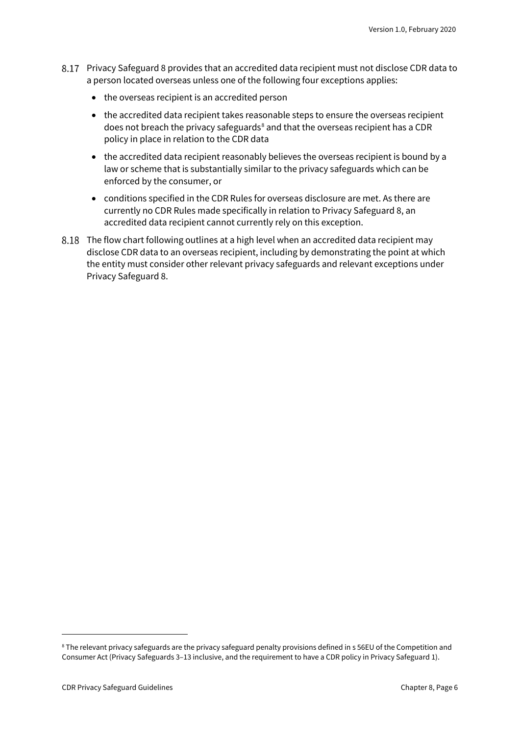8.17 Privacy Safeguard 8 provides that an accredited data recipient must not disclose CDR data to a person located overseas unless one of the following four exceptions applies:

- the overseas recipient is an accredited person
- the accredited data recipient takes reasonable steps to ensure the overseas recipient does not breach the privacy safeguards[8] and that the overseas recipient has a CDR policy in place in relation to the CDR data
- the accredited data recipient reasonably believes the overseas recipient is bound by a law or scheme that is substantially similar to the privacy safeguards which can be enforced by the consumer, or
- conditions specified in the CDR Rules for overseas disclosure are met. As there are currently no CDR Rules made specifically in relation to Privacy Safeguard 8, an accredited data recipient cannot currently rely on this exception.

8.18 The flow chart following outlines at a high level when an accredited data recipient may disclose CDR data to an overseas recipient, including by demonstrating the point at which the entity must consider other relevant privacy safeguards and relevant exceptions under Privacy Safeguard 8.

[8] The relevant privacy safeguards are the privacy safeguard penalty provisions defined in s 56EU of the Competition and Consumer Act (Privacy Safeguards 3–13 inclusive, and the requirement to have a CDR policy in Privacy Safeguard 1).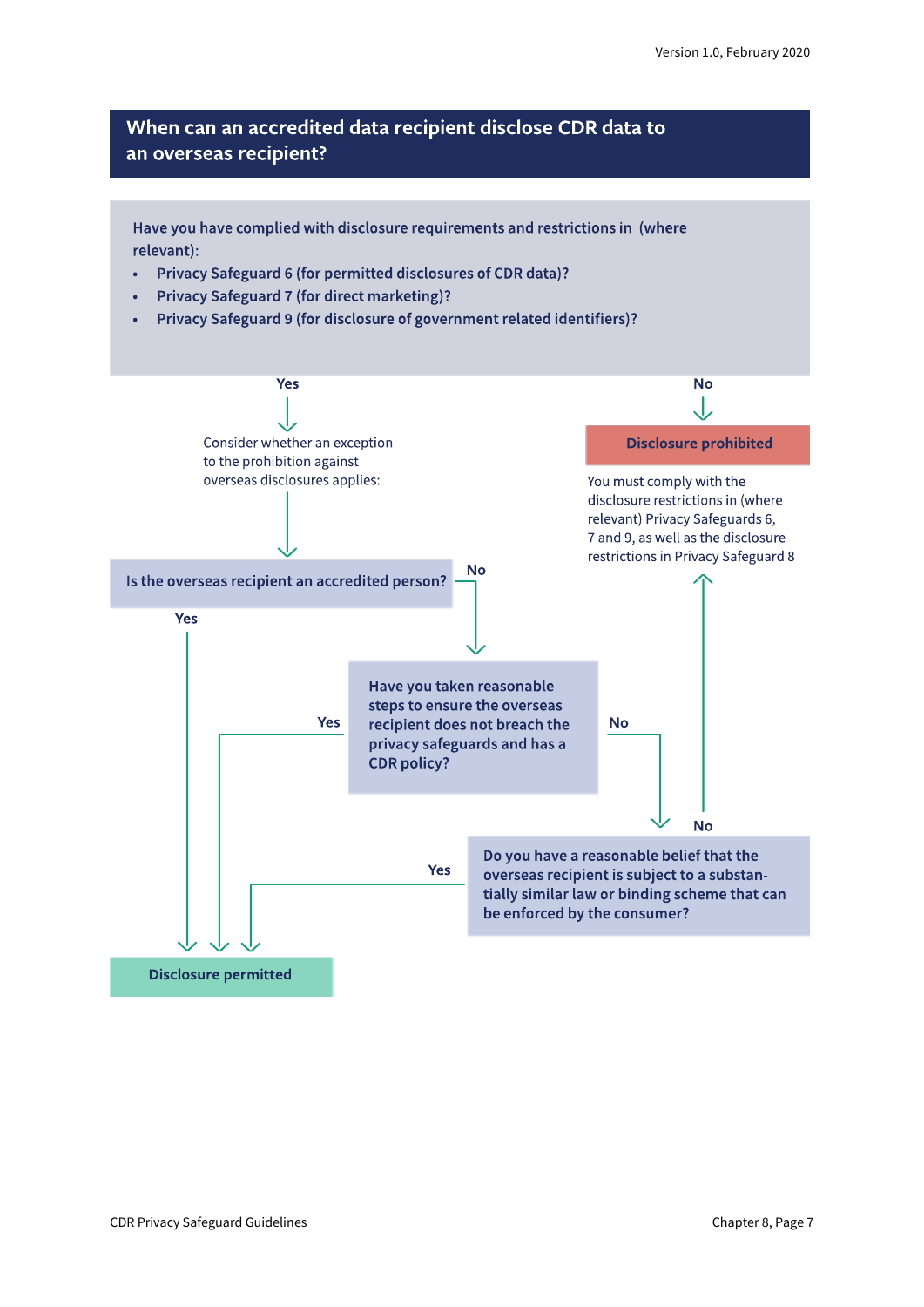## When can an accredited data recipient disclose CDR data to an overseas recipient?

**Have you have complied with disclosure requirements and restrictions in (where relevant):**

- **Privacy Safeguard 6 (for permitted disclosures of CDR data)?**
- **Privacy Safeguard 7 (for direct marketing)?**
- **Privacy Safeguard 9 (for disclosure of government related identifiers)?**

**Yes** → Consider whether an exception to the prohibition against overseas disclosures applies:

**No** → **Disclosure prohibited**

You must comply with the disclosure restrictions in (where relevant) Privacy Safeguards 6, 7 and 9, as well as the disclosure restrictions in Privacy Safeguard 8

**Is the overseas recipient an accredited person?**

- **Yes** → **Disclosure permitted**
- **No** → **Have you taken reasonable steps to ensure the overseas recipient does not breach the privacy safeguards and has a CDR policy?**
  - **Yes** → **Disclosure permitted**
  - **No** → **Do you have a reasonable belief that the overseas recipient is subject to a substantially similar law or binding scheme that can be enforced by the consumer?**
    - **Yes** → **Disclosure permitted**
    - **No** → **Disclosure prohibited**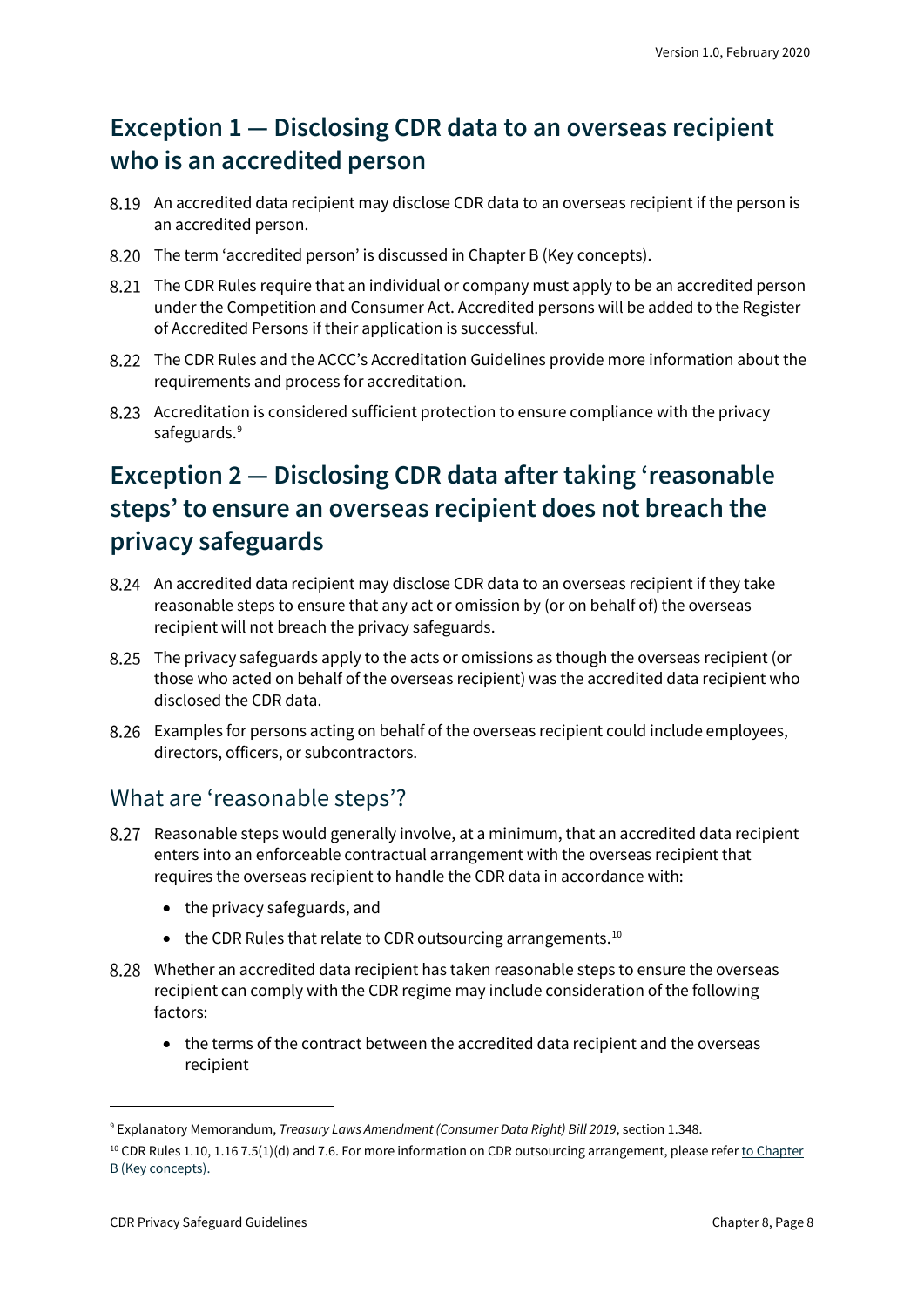## Exception 1 — Disclosing CDR data to an overseas recipient who is an accredited person

8.19 An accredited data recipient may disclose CDR data to an overseas recipient if the person is an accredited person.

8.20 The term 'accredited person' is discussed in Chapter B (Key concepts).

8.21 The CDR Rules require that an individual or company must apply to be an accredited person under the Competition and Consumer Act. Accredited persons will be added to the Register of Accredited Persons if their application is successful.

8.22 The CDR Rules and the ACCC's Accreditation Guidelines provide more information about the requirements and process for accreditation.

8.23 Accreditation is considered sufficient protection to ensure compliance with the privacy safeguards.[9]

## Exception 2 — Disclosing CDR data after taking 'reasonable steps' to ensure an overseas recipient does not breach the privacy safeguards

8.24 An accredited data recipient may disclose CDR data to an overseas recipient if they take reasonable steps to ensure that any act or omission by (or on behalf of) the overseas recipient will not breach the privacy safeguards.

8.25 The privacy safeguards apply to the acts or omissions as though the overseas recipient (or those who acted on behalf of the overseas recipient) was the accredited data recipient who disclosed the CDR data.

8.26 Examples for persons acting on behalf of the overseas recipient could include employees, directors, officers, or subcontractors.

### What are 'reasonable steps'?

8.27 Reasonable steps would generally involve, at a minimum, that an accredited data recipient enters into an enforceable contractual arrangement with the overseas recipient that requires the overseas recipient to handle the CDR data in accordance with:

- the privacy safeguards, and
- the CDR Rules that relate to CDR outsourcing arrangements.[10]

8.28 Whether an accredited data recipient has taken reasonable steps to ensure the overseas recipient can comply with the CDR regime may include consideration of the following factors:

- the terms of the contract between the accredited data recipient and the overseas recipient

---

[9] Explanatory Memorandum, *Treasury Laws Amendment (Consumer Data Right) Bill 2019*, section 1.348.

[10] CDR Rules 1.10, 1.16 7.5(1)(d) and 7.6. For more information on CDR outsourcing arrangement, please refer to Chapter B (Key concepts).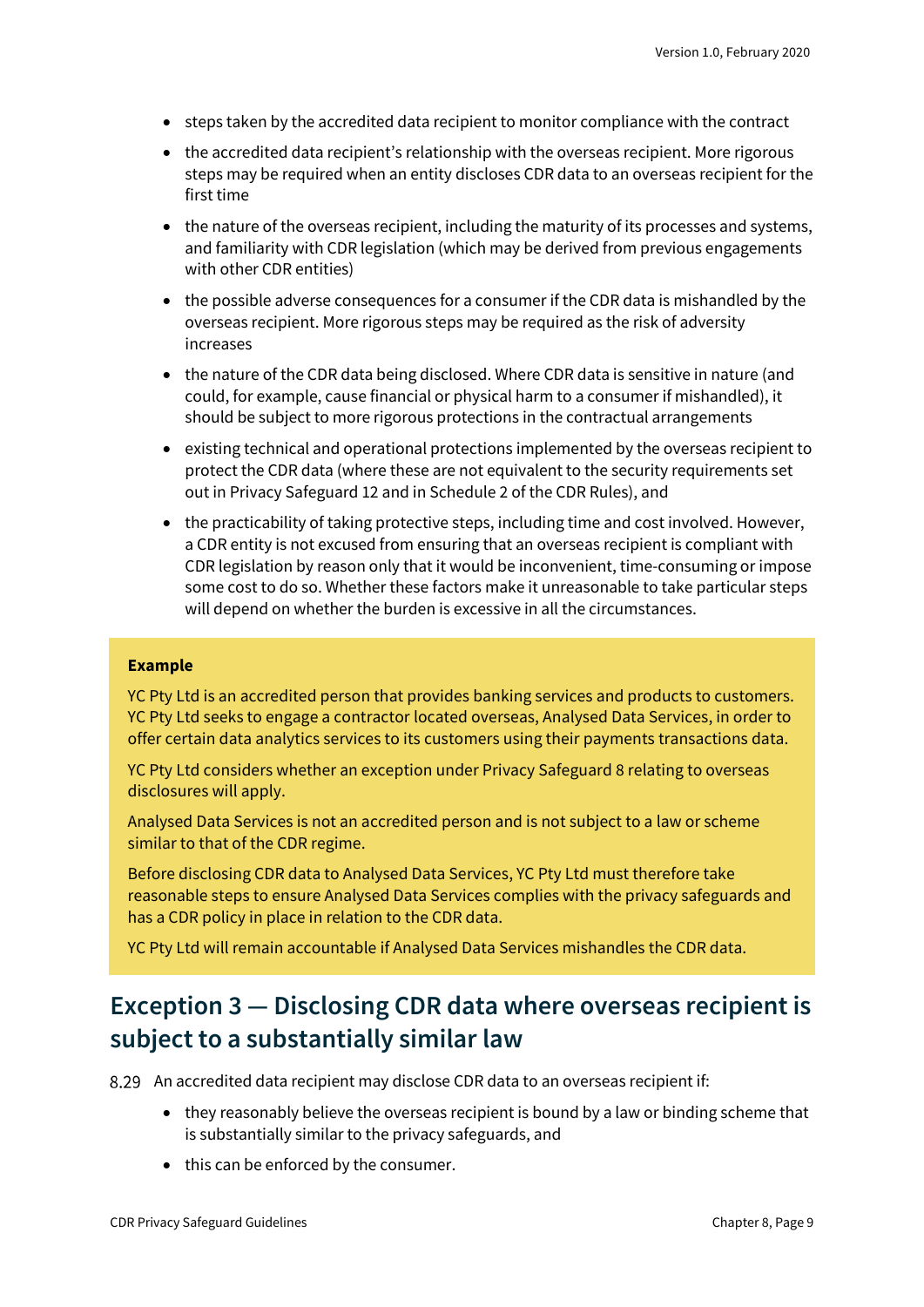- steps taken by the accredited data recipient to monitor compliance with the contract
- the accredited data recipient's relationship with the overseas recipient. More rigorous steps may be required when an entity discloses CDR data to an overseas recipient for the first time
- the nature of the overseas recipient, including the maturity of its processes and systems, and familiarity with CDR legislation (which may be derived from previous engagements with other CDR entities)
- the possible adverse consequences for a consumer if the CDR data is mishandled by the overseas recipient. More rigorous steps may be required as the risk of adversity increases
- the nature of the CDR data being disclosed. Where CDR data is sensitive in nature (and could, for example, cause financial or physical harm to a consumer if mishandled), it should be subject to more rigorous protections in the contractual arrangements
- existing technical and operational protections implemented by the overseas recipient to protect the CDR data (where these are not equivalent to the security requirements set out in Privacy Safeguard 12 and in Schedule 2 of the CDR Rules), and
- the practicability of taking protective steps, including time and cost involved. However, a CDR entity is not excused from ensuring that an overseas recipient is compliant with CDR legislation by reason only that it would be inconvenient, time-consuming or impose some cost to do so. Whether these factors make it unreasonable to take particular steps will depend on whether the burden is excessive in all the circumstances.

**Example**

YC Pty Ltd is an accredited person that provides banking services and products to customers. YC Pty Ltd seeks to engage a contractor located overseas, Analysed Data Services, in order to offer certain data analytics services to its customers using their payments transactions data.

YC Pty Ltd considers whether an exception under Privacy Safeguard 8 relating to overseas disclosures will apply.

Analysed Data Services is not an accredited person and is not subject to a law or scheme similar to that of the CDR regime.

Before disclosing CDR data to Analysed Data Services, YC Pty Ltd must therefore take reasonable steps to ensure Analysed Data Services complies with the privacy safeguards and has a CDR policy in place in relation to the CDR data.

YC Pty Ltd will remain accountable if Analysed Data Services mishandles the CDR data.

## Exception 3 — Disclosing CDR data where overseas recipient is subject to a substantially similar law

8.29 An accredited data recipient may disclose CDR data to an overseas recipient if:

- they reasonably believe the overseas recipient is bound by a law or binding scheme that is substantially similar to the privacy safeguards, and
- this can be enforced by the consumer.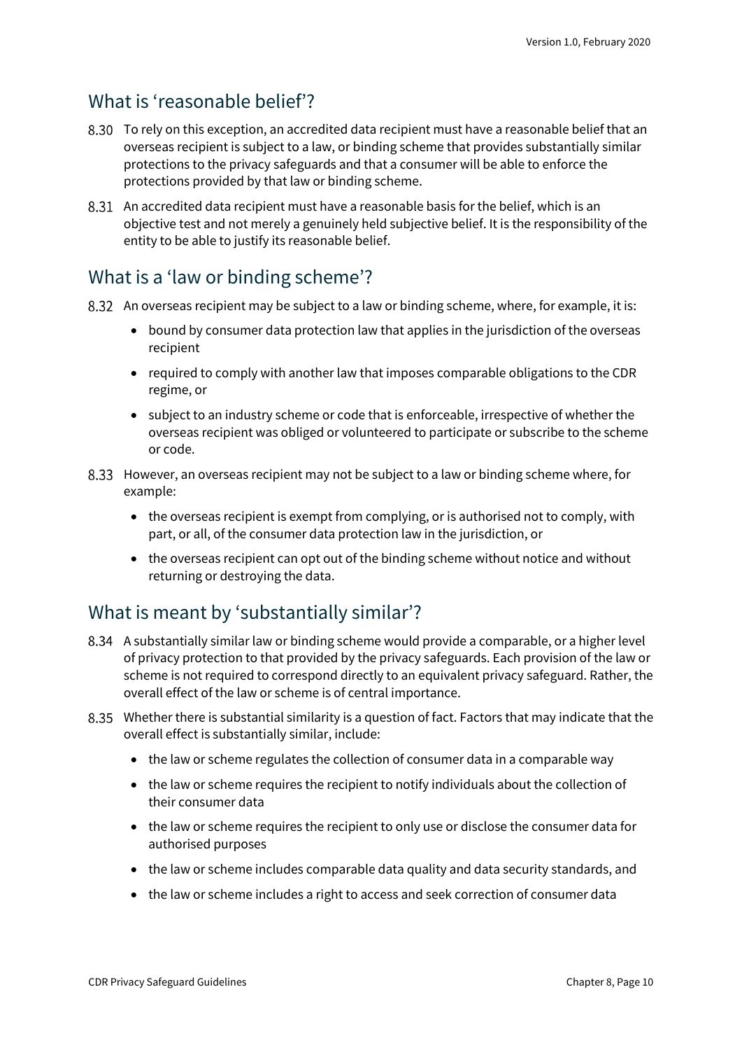## What is 'reasonable belief'?

8.30 To rely on this exception, an accredited data recipient must have a reasonable belief that an overseas recipient is subject to a law, or binding scheme that provides substantially similar protections to the privacy safeguards and that a consumer will be able to enforce the protections provided by that law or binding scheme.

8.31 An accredited data recipient must have a reasonable basis for the belief, which is an objective test and not merely a genuinely held subjective belief. It is the responsibility of the entity to be able to justify its reasonable belief.

## What is a 'law or binding scheme'?

8.32 An overseas recipient may be subject to a law or binding scheme, where, for example, it is:

- bound by consumer data protection law that applies in the jurisdiction of the overseas recipient
- required to comply with another law that imposes comparable obligations to the CDR regime, or
- subject to an industry scheme or code that is enforceable, irrespective of whether the overseas recipient was obliged or volunteered to participate or subscribe to the scheme or code.

8.33 However, an overseas recipient may not be subject to a law or binding scheme where, for example:

- the overseas recipient is exempt from complying, or is authorised not to comply, with part, or all, of the consumer data protection law in the jurisdiction, or
- the overseas recipient can opt out of the binding scheme without notice and without returning or destroying the data.

## What is meant by 'substantially similar'?

8.34 A substantially similar law or binding scheme would provide a comparable, or a higher level of privacy protection to that provided by the privacy safeguards. Each provision of the law or scheme is not required to correspond directly to an equivalent privacy safeguard. Rather, the overall effect of the law or scheme is of central importance.

8.35 Whether there is substantial similarity is a question of fact. Factors that may indicate that the overall effect is substantially similar, include:

- the law or scheme regulates the collection of consumer data in a comparable way
- the law or scheme requires the recipient to notify individuals about the collection of their consumer data
- the law or scheme requires the recipient to only use or disclose the consumer data for authorised purposes
- the law or scheme includes comparable data quality and data security standards, and
- the law or scheme includes a right to access and seek correction of consumer data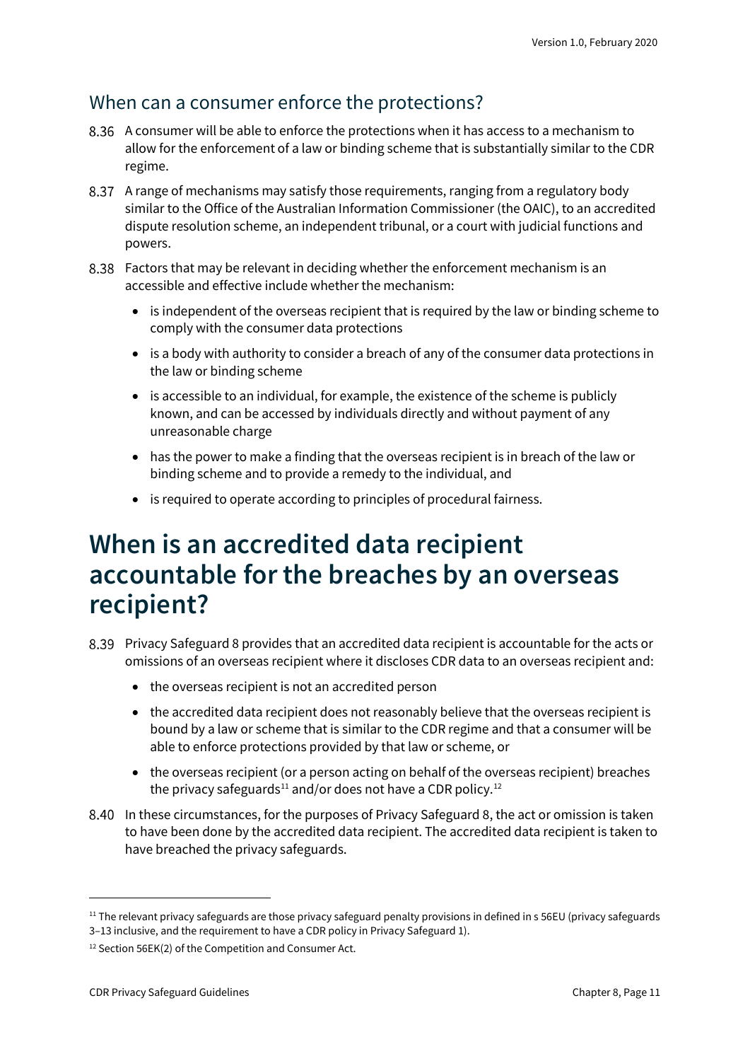## When can a consumer enforce the protections?

8.36 A consumer will be able to enforce the protections when it has access to a mechanism to allow for the enforcement of a law or binding scheme that is substantially similar to the CDR regime.

8.37 A range of mechanisms may satisfy those requirements, ranging from a regulatory body similar to the Office of the Australian Information Commissioner (the OAIC), to an accredited dispute resolution scheme, an independent tribunal, or a court with judicial functions and powers.

8.38 Factors that may be relevant in deciding whether the enforcement mechanism is an accessible and effective include whether the mechanism:

- is independent of the overseas recipient that is required by the law or binding scheme to comply with the consumer data protections
- is a body with authority to consider a breach of any of the consumer data protections in the law or binding scheme
- is accessible to an individual, for example, the existence of the scheme is publicly known, and can be accessed by individuals directly and without payment of any unreasonable charge
- has the power to make a finding that the overseas recipient is in breach of the law or binding scheme and to provide a remedy to the individual, and
- is required to operate according to principles of procedural fairness.

# When is an accredited data recipient accountable for the breaches by an overseas recipient?

8.39 Privacy Safeguard 8 provides that an accredited data recipient is accountable for the acts or omissions of an overseas recipient where it discloses CDR data to an overseas recipient and:

- the overseas recipient is not an accredited person
- the accredited data recipient does not reasonably believe that the overseas recipient is bound by a law or scheme that is similar to the CDR regime and that a consumer will be able to enforce protections provided by that law or scheme, or
- the overseas recipient (or a person acting on behalf of the overseas recipient) breaches the privacy safeguards[11] and/or does not have a CDR policy.[12]

8.40 In these circumstances, for the purposes of Privacy Safeguard 8, the act or omission is taken to have been done by the accredited data recipient. The accredited data recipient is taken to have breached the privacy safeguards.

---

[11] The relevant privacy safeguards are those privacy safeguard penalty provisions in defined in s 56EU (privacy safeguards 3–13 inclusive, and the requirement to have a CDR policy in Privacy Safeguard 1).

[12] Section 56EK(2) of the Competition and Consumer Act.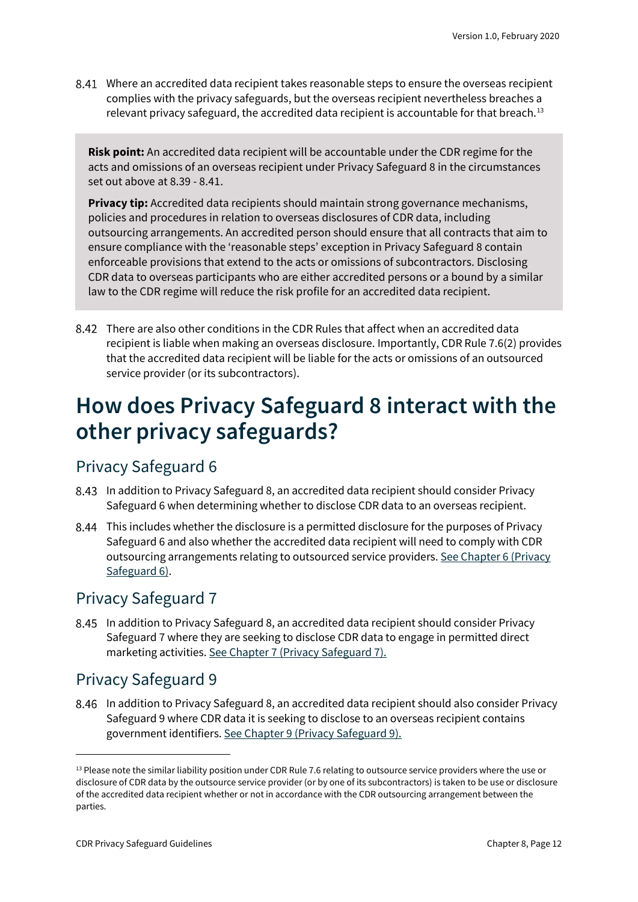8.41 Where an accredited data recipient takes reasonable steps to ensure the overseas recipient complies with the privacy safeguards, but the overseas recipient nevertheless breaches a relevant privacy safeguard, the accredited data recipient is accountable for that breach.[13]

> **Risk point:** An accredited data recipient will be accountable under the CDR regime for the acts and omissions of an overseas recipient under Privacy Safeguard 8 in the circumstances set out above at 8.39 - 8.41.
>
> **Privacy tip:** Accredited data recipients should maintain strong governance mechanisms, policies and procedures in relation to overseas disclosures of CDR data, including outsourcing arrangements. An accredited person should ensure that all contracts that aim to ensure compliance with the 'reasonable steps' exception in Privacy Safeguard 8 contain enforceable provisions that extend to the acts or omissions of subcontractors. Disclosing CDR data to overseas participants who are either accredited persons or a bound by a similar law to the CDR regime will reduce the risk profile for an accredited data recipient.

8.42 There are also other conditions in the CDR Rules that affect when an accredited data recipient is liable when making an overseas disclosure. Importantly, CDR Rule 7.6(2) provides that the accredited data recipient will be liable for the acts or omissions of an outsourced service provider (or its subcontractors).

# How does Privacy Safeguard 8 interact with the other privacy safeguards?

## Privacy Safeguard 6

8.43 In addition to Privacy Safeguard 8, an accredited data recipient should consider Privacy Safeguard 6 when determining whether to disclose CDR data to an overseas recipient.

8.44 This includes whether the disclosure is a permitted disclosure for the purposes of Privacy Safeguard 6 and also whether the accredited data recipient will need to comply with CDR outsourcing arrangements relating to outsourced service providers. See Chapter 6 (Privacy Safeguard 6).

## Privacy Safeguard 7

8.45 In addition to Privacy Safeguard 8, an accredited data recipient should consider Privacy Safeguard 7 where they are seeking to disclose CDR data to engage in permitted direct marketing activities. See Chapter 7 (Privacy Safeguard 7).

## Privacy Safeguard 9

8.46 In addition to Privacy Safeguard 8, an accredited data recipient should also consider Privacy Safeguard 9 where CDR data it is seeking to disclose to an overseas recipient contains government identifiers. See Chapter 9 (Privacy Safeguard 9).

---

[13] Please note the similar liability position under CDR Rule 7.6 relating to outsource service providers where the use or disclosure of CDR data by the outsource service provider (or by one of its subcontractors) is taken to be use or disclosure of the accredited data recipient whether or not in accordance with the CDR outsourcing arrangement between the parties.